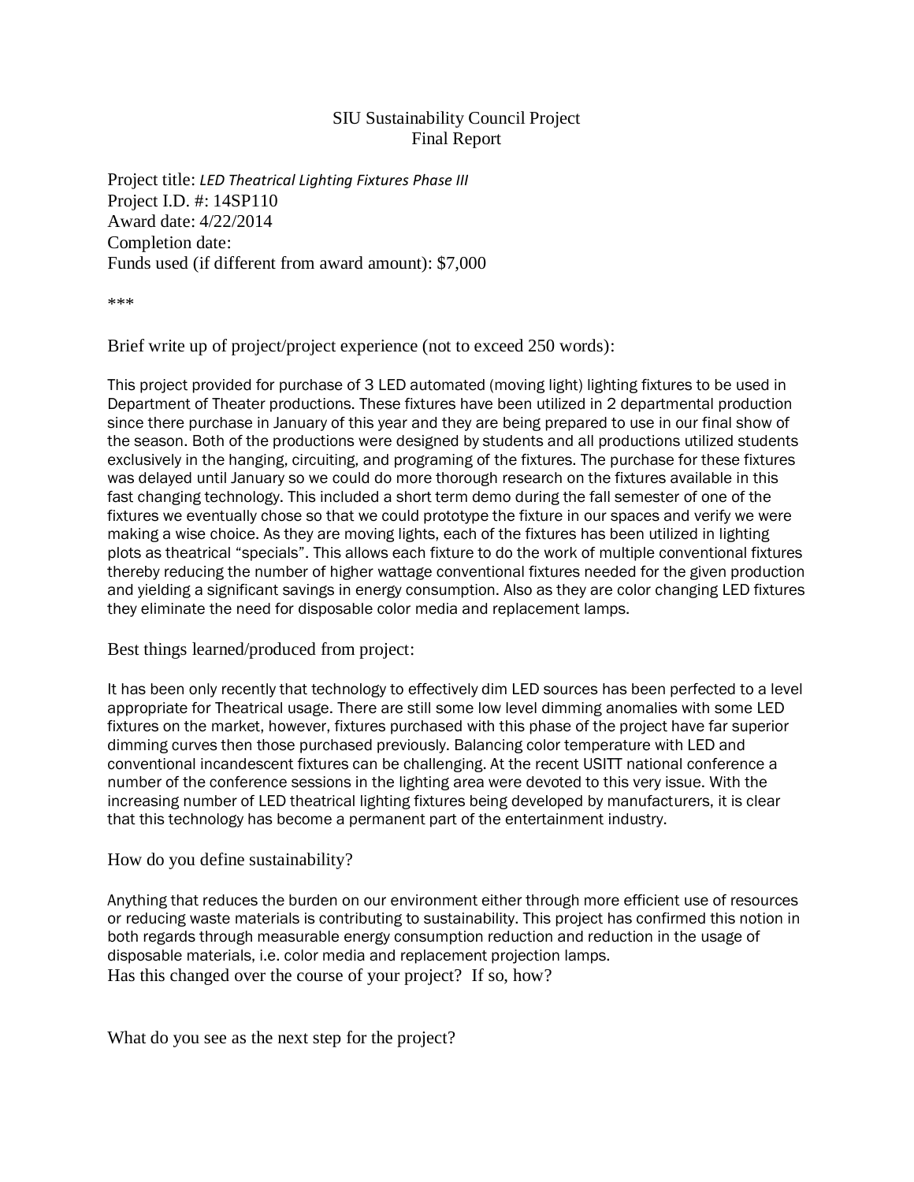# SIU Sustainability Council Project
## Final Report

Project title: *LED Theatrical Lighting Fixtures Phase III*
Project I.D. #: 14SP110
Award date: 4/22/2014
Completion date:
Funds used (if different from award amount): $7,000

***

### Brief write up of project/project experience (not to exceed 250 words):

This project provided for purchase of 3 LED automated (moving light) lighting fixtures to be used in Department of Theater productions. These fixtures have been utilized in 2 departmental production since there purchase in January of this year and they are being prepared to use in our final show of the season. Both of the productions were designed by students and all productions utilized students exclusively in the hanging, circuiting, and programing of the fixtures. The purchase for these fixtures was delayed until January so we could do more thorough research on the fixtures available in this fast changing technology. This included a short term demo during the fall semester of one of the fixtures we eventually chose so that we could prototype the fixture in our spaces and verify we were making a wise choice. As they are moving lights, each of the fixtures has been utilized in lighting plots as theatrical "specials". This allows each fixture to do the work of multiple conventional fixtures thereby reducing the number of higher wattage conventional fixtures needed for the given production and yielding a significant savings in energy consumption. Also as they are color changing LED fixtures they eliminate the need for disposable color media and replacement lamps.

### Best things learned/produced from project:

It has been only recently that technology to effectively dim LED sources has been perfected to a level appropriate for Theatrical usage. There are still some low level dimming anomalies with some LED fixtures on the market, however, fixtures purchased with this phase of the project have far superior dimming curves then those purchased previously. Balancing color temperature with LED and conventional incandescent fixtures can be challenging. At the recent USITT national conference a number of the conference sessions in the lighting area were devoted to this very issue. With the increasing number of LED theatrical lighting fixtures being developed by manufacturers, it is clear that this technology has become a permanent part of the entertainment industry.

### How do you define sustainability?

Anything that reduces the burden on our environment either through more efficient use of resources or reducing waste materials is contributing to sustainability. This project has confirmed this notion in both regards through measurable energy consumption reduction and reduction in the usage of disposable materials, i.e. color media and replacement projection lamps.

### Has this changed over the course of your project? If so, how?

### What do you see as the next step for the project?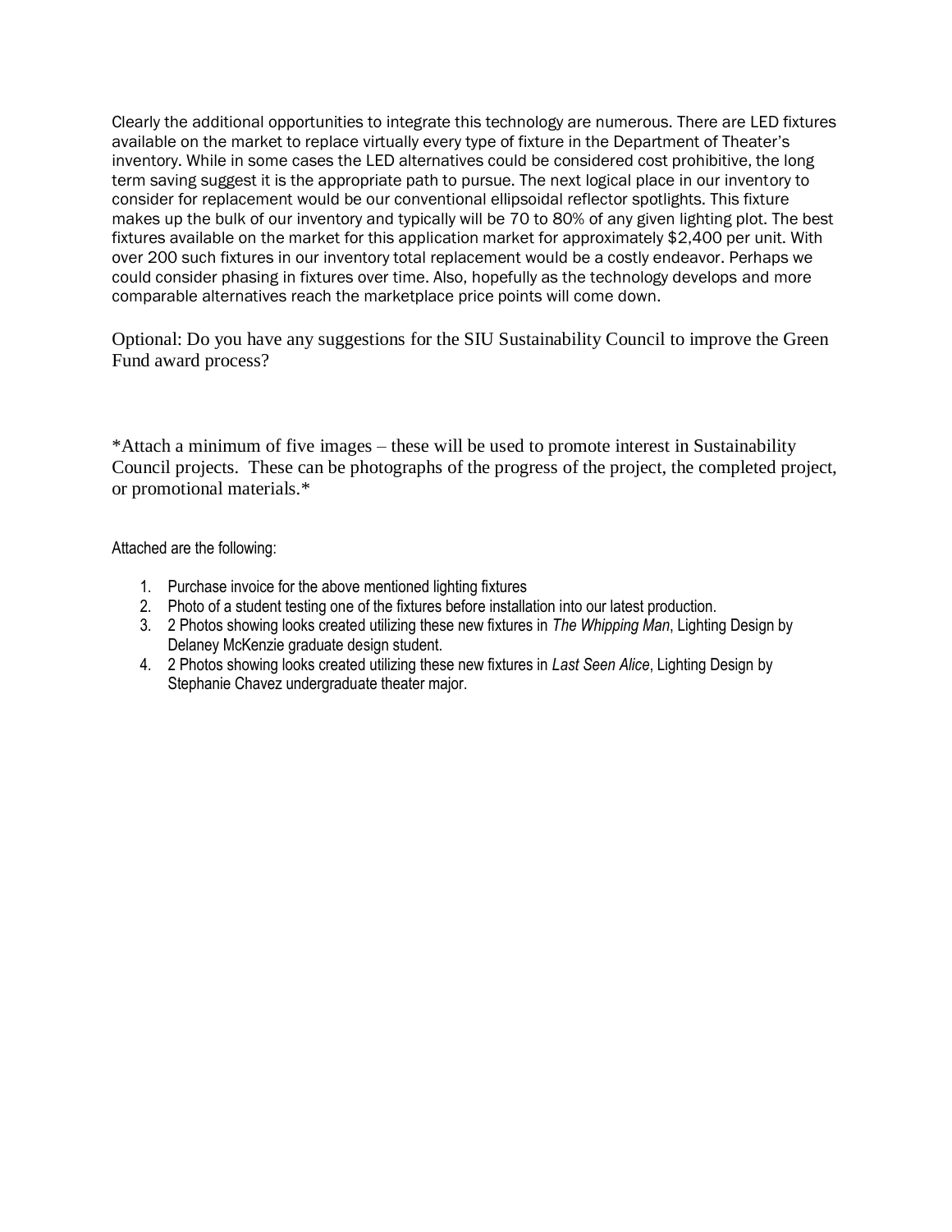Clearly the additional opportunities to integrate this technology are numerous. There are LED fixtures available on the market to replace virtually every type of fixture in the Department of Theater's inventory. While in some cases the LED alternatives could be considered cost prohibitive, the long term saving suggest it is the appropriate path to pursue. The next logical place in our inventory to consider for replacement would be our conventional ellipsoidal reflector spotlights. This fixture makes up the bulk of our inventory and typically will be 70 to 80% of any given lighting plot. The best fixtures available on the market for this application market for approximately $2,400 per unit. With over 200 such fixtures in our inventory total replacement would be a costly endeavor. Perhaps we could consider phasing in fixtures over time. Also, hopefully as the technology develops and more comparable alternatives reach the marketplace price points will come down.

Optional: Do you have any suggestions for the SIU Sustainability Council to improve the Green Fund award process?

*Attach a minimum of five images – these will be used to promote interest in Sustainability Council projects. These can be photographs of the progress of the project, the completed project, or promotional materials.*

Attached are the following:

1. Purchase invoice for the above mentioned lighting fixtures
2. Photo of a student testing one of the fixtures before installation into our latest production.
3. 2 Photos showing looks created utilizing these new fixtures in *The Whipping Man*, Lighting Design by Delaney McKenzie graduate design student.
4. 2 Photos showing looks created utilizing these new fixtures in *Last Seen Alice*, Lighting Design by Stephanie Chavez undergraduate theater major.